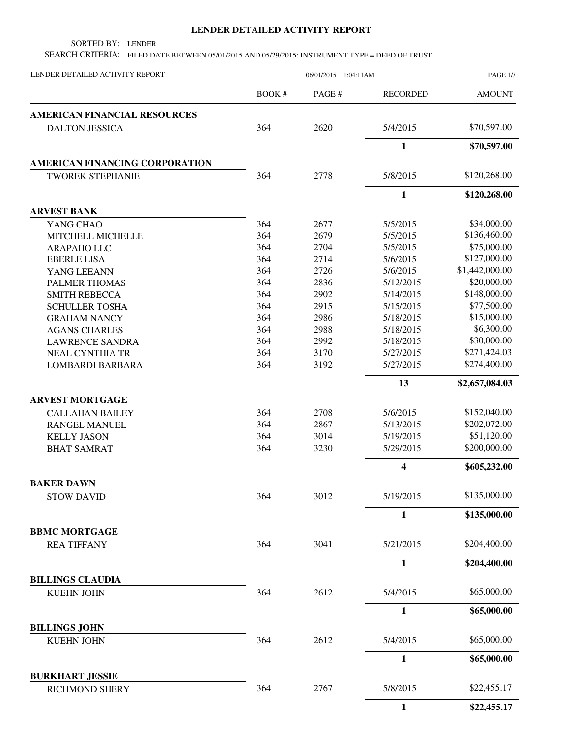# LENDER DETAILED ACTIVITY REPORT

SORTED BY: LENDER

SEARCH CRITERIA: FILED DATE BETWEEN 05/01/2015 AND 05/29/2015; INSTRUMENT TYPE = DEED OF TRUST

LENDER DETAILED ACTIVITY REPORT 06/01/2015 11:04:11AM

| | BOOK # | PAGE # | RECORDED | AMOUNT |
|---|---|---|---|---|
| **AMERICAN FINANCIAL RESOURCES** | | | | |
| DALTON JESSICA | 364 | 2620 | 5/4/2015 | $70,597.00 |
| | | | **1** | **$70,597.00** |
| **AMERICAN FINANCING CORPORATION** | | | | |
| TWOREK STEPHANIE | 364 | 2778 | 5/8/2015 | $120,268.00 |
| | | | **1** | **$120,268.00** |
| **ARVEST BANK** | | | | |
| YANG CHAO | 364 | 2677 | 5/5/2015 | $34,000.00 |
| MITCHELL MICHELLE | 364 | 2679 | 5/5/2015 | $136,460.00 |
| ARAPAHO LLC | 364 | 2704 | 5/5/2015 | $75,000.00 |
| EBERLE LISA | 364 | 2714 | 5/6/2015 | $127,000.00 |
| YANG LEEANN | 364 | 2726 | 5/6/2015 | $1,442,000.00 |
| PALMER THOMAS | 364 | 2836 | 5/12/2015 | $20,000.00 |
| SMITH REBECCA | 364 | 2902 | 5/14/2015 | $148,000.00 |
| SCHULLER TOSHA | 364 | 2915 | 5/15/2015 | $77,500.00 |
| GRAHAM NANCY | 364 | 2986 | 5/18/2015 | $15,000.00 |
| AGANS CHARLES | 364 | 2988 | 5/18/2015 | $6,300.00 |
| LAWRENCE SANDRA | 364 | 2992 | 5/18/2015 | $30,000.00 |
| NEAL CYNTHIA TR | 364 | 3170 | 5/27/2015 | $271,424.03 |
| LOMBARDI BARBARA | 364 | 3192 | 5/27/2015 | $274,400.00 |
| | | | **13** | **$2,657,084.03** |
| **ARVEST MORTGAGE** | | | | |
| CALLAHAN BAILEY | 364 | 2708 | 5/6/2015 | $152,040.00 |
| RANGEL MANUEL | 364 | 2867 | 5/13/2015 | $202,072.00 |
| KELLY JASON | 364 | 3014 | 5/19/2015 | $51,120.00 |
| BHAT SAMRAT | 364 | 3230 | 5/29/2015 | $200,000.00 |
| | | | **4** | **$605,232.00** |
| **BAKER DAWN** | | | | |
| STOW DAVID | 364 | 3012 | 5/19/2015 | $135,000.00 |
| | | | **1** | **$135,000.00** |
| **BBMC MORTGAGE** | | | | |
| REA TIFFANY | 364 | 3041 | 5/21/2015 | $204,400.00 |
| | | | **1** | **$204,400.00** |
| **BILLINGS CLAUDIA** | | | | |
| KUEHN JOHN | 364 | 2612 | 5/4/2015 | $65,000.00 |
| | | | **1** | **$65,000.00** |
| **BILLINGS JOHN** | | | | |
| KUEHN JOHN | 364 | 2612 | 5/4/2015 | $65,000.00 |
| | | | **1** | **$65,000.00** |
| **BURKHART JESSIE** | | | | |
| RICHMOND SHERY | 364 | 2767 | 5/8/2015 | $22,455.17 |
| | | | **1** | **$22,455.17** |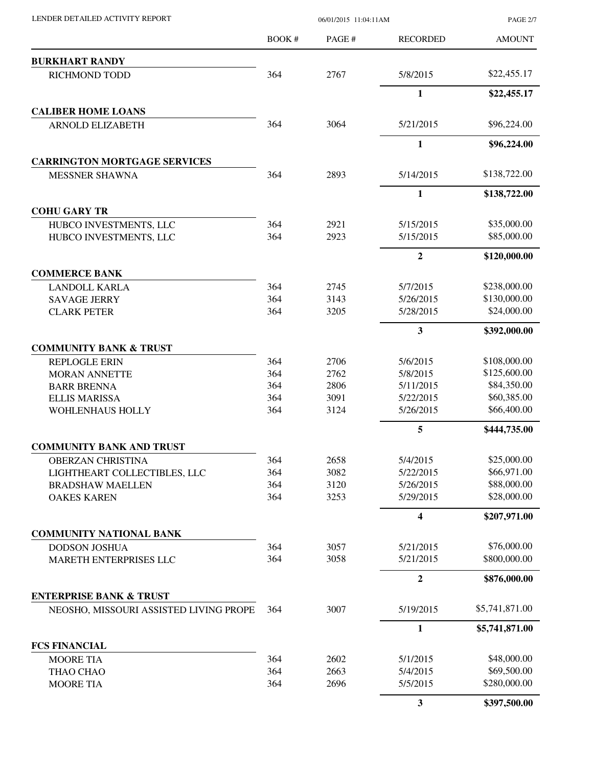| | BOOK # | PAGE # | RECORDED | AMOUNT |
|---|---|---|---|---|
| **BURKHART RANDY** | | | | |
| RICHMOND TODD | 364 | 2767 | 5/8/2015 | $22,455.17 |
| | | | **1** | **$22,455.17** |
| **CALIBER HOME LOANS** | | | | |
| ARNOLD ELIZABETH | 364 | 3064 | 5/21/2015 | $96,224.00 |
| | | | **1** | **$96,224.00** |
| **CARRINGTON MORTGAGE SERVICES** | | | | |
| MESSNER SHAWNA | 364 | 2893 | 5/14/2015 | $138,722.00 |
| | | | **1** | **$138,722.00** |
| **COHU GARY TR** | | | | |
| HUBCO INVESTMENTS, LLC | 364 | 2921 | 5/15/2015 | $35,000.00 |
| HUBCO INVESTMENTS, LLC | 364 | 2923 | 5/15/2015 | $85,000.00 |
| | | | **2** | **$120,000.00** |
| **COMMERCE BANK** | | | | |
| LANDOLL KARLA | 364 | 2745 | 5/7/2015 | $238,000.00 |
| SAVAGE JERRY | 364 | 3143 | 5/26/2015 | $130,000.00 |
| CLARK PETER | 364 | 3205 | 5/28/2015 | $24,000.00 |
| | | | **3** | **$392,000.00** |
| **COMMUNITY BANK & TRUST** | | | | |
| REPLOGLE ERIN | 364 | 2706 | 5/6/2015 | $108,000.00 |
| MORAN ANNETTE | 364 | 2762 | 5/8/2015 | $125,600.00 |
| BARR BRENNA | 364 | 2806 | 5/11/2015 | $84,350.00 |
| ELLIS MARISSA | 364 | 3091 | 5/22/2015 | $60,385.00 |
| WOHLENHAUS HOLLY | 364 | 3124 | 5/26/2015 | $66,400.00 |
| | | | **5** | **$444,735.00** |
| **COMMUNITY BANK AND TRUST** | | | | |
| OBERZAN CHRISTINA | 364 | 2658 | 5/4/2015 | $25,000.00 |
| LIGHTHEART COLLECTIBLES, LLC | 364 | 3082 | 5/22/2015 | $66,971.00 |
| BRADSHAW MAELLEN | 364 | 3120 | 5/26/2015 | $88,000.00 |
| OAKES KAREN | 364 | 3253 | 5/29/2015 | $28,000.00 |
| | | | **4** | **$207,971.00** |
| **COMMUNITY NATIONAL BANK** | | | | |
| DODSON JOSHUA | 364 | 3057 | 5/21/2015 | $76,000.00 |
| MARETH ENTERPRISES LLC | 364 | 3058 | 5/21/2015 | $800,000.00 |
| | | | **2** | **$876,000.00** |
| **ENTERPRISE BANK & TRUST** | | | | |
| NEOSHO, MISSOURI ASSISTED LIVING PROPE | 364 | 3007 | 5/19/2015 | $5,741,871.00 |
| | | | **1** | **$5,741,871.00** |
| **FCS FINANCIAL** | | | | |
| MOORE TIA | 364 | 2602 | 5/1/2015 | $48,000.00 |
| THAO CHAO | 364 | 2663 | 5/4/2015 | $69,500.00 |
| MOORE TIA | 364 | 2696 | 5/5/2015 | $280,000.00 |
| | | | **3** | **$397,500.00** |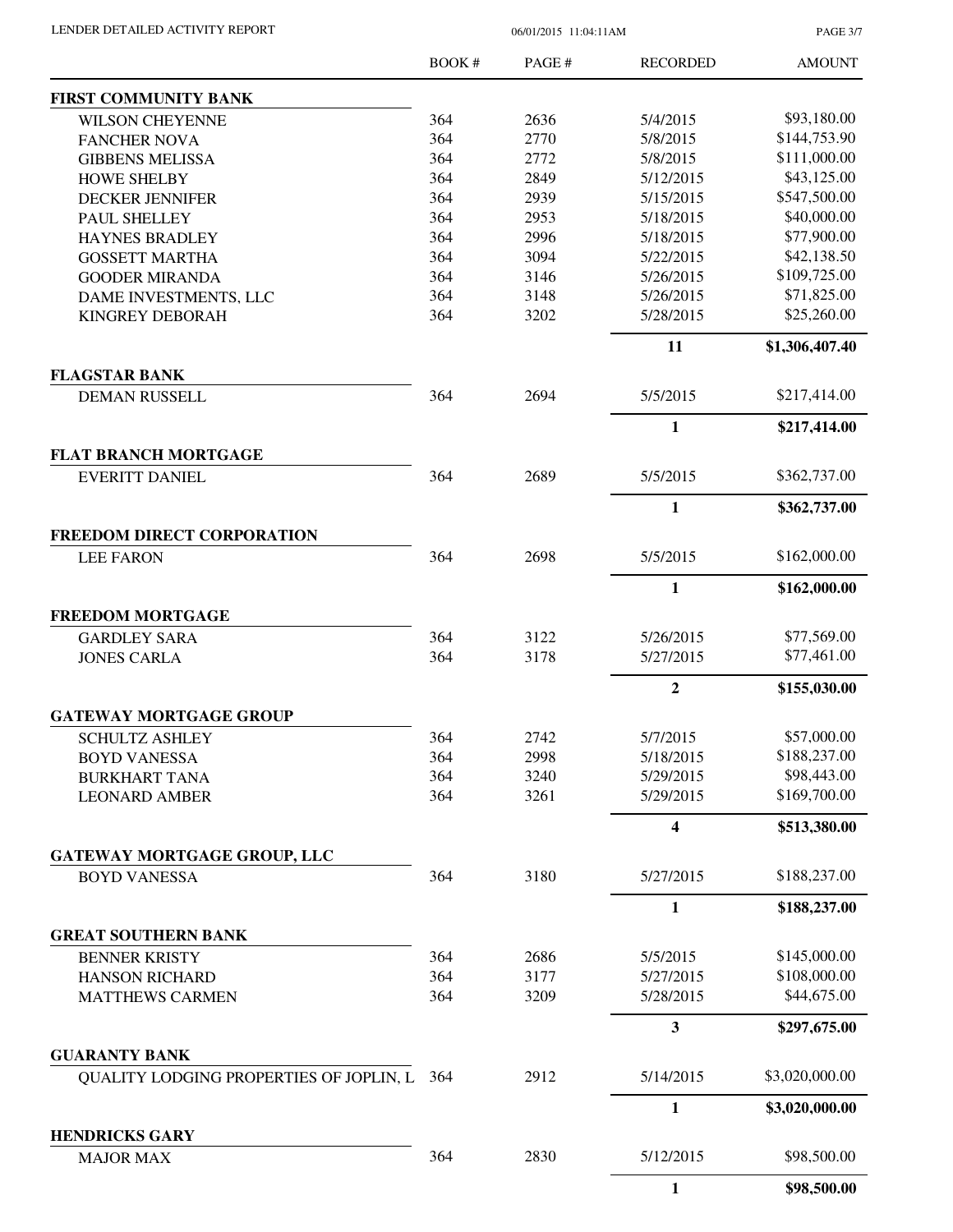LENDER DETAILED ACTIVITY REPORT

06/01/2015 11:04:11AM

| | BOOK # | PAGE # | RECORDED | AMOUNT |
|---|---|---|---|---|
| **FIRST COMMUNITY BANK** | | | | |
| WILSON CHEYENNE | 364 | 2636 | 5/4/2015 | $93,180.00 |
| FANCHER NOVA | 364 | 2770 | 5/8/2015 | $144,753.90 |
| GIBBENS MELISSA | 364 | 2772 | 5/8/2015 | $111,000.00 |
| HOWE SHELBY | 364 | 2849 | 5/12/2015 | $43,125.00 |
| DECKER JENNIFER | 364 | 2939 | 5/15/2015 | $547,500.00 |
| PAUL SHELLEY | 364 | 2953 | 5/18/2015 | $40,000.00 |
| HAYNES BRADLEY | 364 | 2996 | 5/18/2015 | $77,900.00 |
| GOSSETT MARTHA | 364 | 3094 | 5/22/2015 | $42,138.50 |
| GOODER MIRANDA | 364 | 3146 | 5/26/2015 | $109,725.00 |
| DAME INVESTMENTS, LLC | 364 | 3148 | 5/26/2015 | $71,825.00 |
| KINGREY DEBORAH | 364 | 3202 | 5/28/2015 | $25,260.00 |
| | | | **11** | **$1,306,407.40** |
| **FLAGSTAR BANK** | | | | |
| DEMAN RUSSELL | 364 | 2694 | 5/5/2015 | $217,414.00 |
| | | | **1** | **$217,414.00** |
| **FLAT BRANCH MORTGAGE** | | | | |
| EVERITT DANIEL | 364 | 2689 | 5/5/2015 | $362,737.00 |
| | | | **1** | **$362,737.00** |
| **FREEDOM DIRECT CORPORATION** | | | | |
| LEE FARON | 364 | 2698 | 5/5/2015 | $162,000.00 |
| | | | **1** | **$162,000.00** |
| **FREEDOM MORTGAGE** | | | | |
| GARDLEY SARA | 364 | 3122 | 5/26/2015 | $77,569.00 |
| JONES CARLA | 364 | 3178 | 5/27/2015 | $77,461.00 |
| | | | **2** | **$155,030.00** |
| **GATEWAY MORTGAGE GROUP** | | | | |
| SCHULTZ ASHLEY | 364 | 2742 | 5/7/2015 | $57,000.00 |
| BOYD VANESSA | 364 | 2998 | 5/18/2015 | $188,237.00 |
| BURKHART TANA | 364 | 3240 | 5/29/2015 | $98,443.00 |
| LEONARD AMBER | 364 | 3261 | 5/29/2015 | $169,700.00 |
| | | | **4** | **$513,380.00** |
| **GATEWAY MORTGAGE GROUP, LLC** | | | | |
| BOYD VANESSA | 364 | 3180 | 5/27/2015 | $188,237.00 |
| | | | **1** | **$188,237.00** |
| **GREAT SOUTHERN BANK** | | | | |
| BENNER KRISTY | 364 | 2686 | 5/5/2015 | $145,000.00 |
| HANSON RICHARD | 364 | 3177 | 5/27/2015 | $108,000.00 |
| MATTHEWS CARMEN | 364 | 3209 | 5/28/2015 | $44,675.00 |
| | | | **3** | **$297,675.00** |
| **GUARANTY BANK** | | | | |
| QUALITY LODGING PROPERTIES OF JOPLIN, L | 364 | 2912 | 5/14/2015 | $3,020,000.00 |
| | | | **1** | **$3,020,000.00** |
| **HENDRICKS GARY** | | | | |
| MAJOR MAX | 364 | 2830 | 5/12/2015 | $98,500.00 |
| | | | **1** | **$98,500.00** |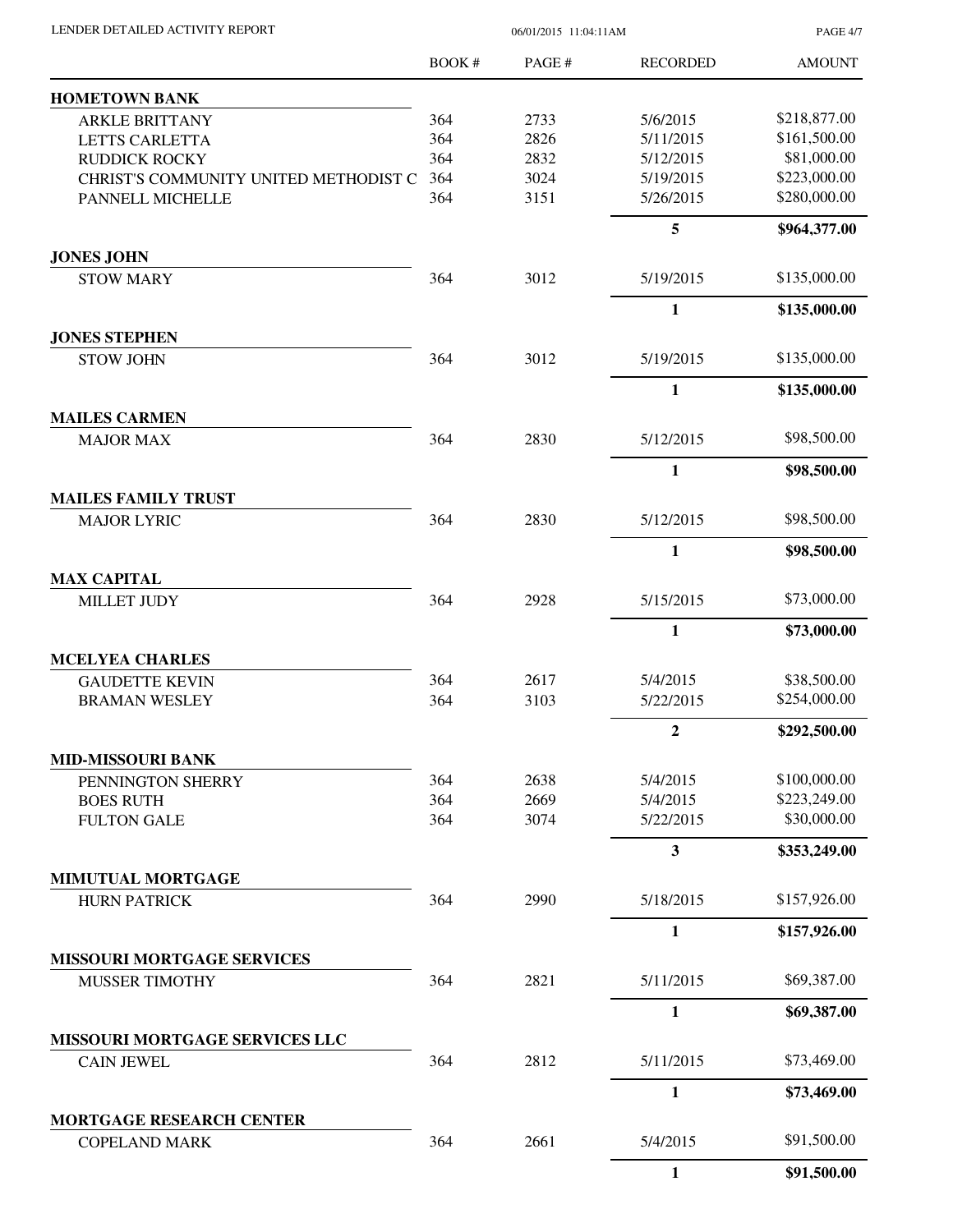LENDER DETAILED ACTIVITY REPORT

| | BOOK # | PAGE # | RECORDED | AMOUNT |
|---|---|---|---|---|
| **HOMETOWN BANK** | | | | |
| ARKLE BRITTANY | 364 | 2733 | 5/6/2015 | $218,877.00 |
| LETTS CARLETTA | 364 | 2826 | 5/11/2015 | $161,500.00 |
| RUDDICK ROCKY | 364 | 2832 | 5/12/2015 | $81,000.00 |
| CHRIST'S COMMUNITY UNITED METHODIST C | 364 | 3024 | 5/19/2015 | $223,000.00 |
| PANNELL MICHELLE | 364 | 3151 | 5/26/2015 | $280,000.00 |
| | | | **5** | **$964,377.00** |
| **JONES JOHN** | | | | |
| STOW MARY | 364 | 3012 | 5/19/2015 | $135,000.00 |
| | | | **1** | **$135,000.00** |
| **JONES STEPHEN** | | | | |
| STOW JOHN | 364 | 3012 | 5/19/2015 | $135,000.00 |
| | | | **1** | **$135,000.00** |
| **MAILES CARMEN** | | | | |
| MAJOR MAX | 364 | 2830 | 5/12/2015 | $98,500.00 |
| | | | **1** | **$98,500.00** |
| **MAILES FAMILY TRUST** | | | | |
| MAJOR LYRIC | 364 | 2830 | 5/12/2015 | $98,500.00 |
| | | | **1** | **$98,500.00** |
| **MAX CAPITAL** | | | | |
| MILLET JUDY | 364 | 2928 | 5/15/2015 | $73,000.00 |
| | | | **1** | **$73,000.00** |
| **MCELYEA CHARLES** | | | | |
| GAUDETTE KEVIN | 364 | 2617 | 5/4/2015 | $38,500.00 |
| BRAMAN WESLEY | 364 | 3103 | 5/22/2015 | $254,000.00 |
| | | | **2** | **$292,500.00** |
| **MID-MISSOURI BANK** | | | | |
| PENNINGTON SHERRY | 364 | 2638 | 5/4/2015 | $100,000.00 |
| BOES RUTH | 364 | 2669 | 5/4/2015 | $223,249.00 |
| FULTON GALE | 364 | 3074 | 5/22/2015 | $30,000.00 |
| | | | **3** | **$353,249.00** |
| **MIMUTUAL MORTGAGE** | | | | |
| HURN PATRICK | 364 | 2990 | 5/18/2015 | $157,926.00 |
| | | | **1** | **$157,926.00** |
| **MISSOURI MORTGAGE SERVICES** | | | | |
| MUSSER TIMOTHY | 364 | 2821 | 5/11/2015 | $69,387.00 |
| | | | **1** | **$69,387.00** |
| **MISSOURI MORTGAGE SERVICES LLC** | | | | |
| CAIN JEWEL | 364 | 2812 | 5/11/2015 | $73,469.00 |
| | | | **1** | **$73,469.00** |
| **MORTGAGE RESEARCH CENTER** | | | | |
| COPELAND MARK | 364 | 2661 | 5/4/2015 | $91,500.00 |
| | | | **1** | **$91,500.00** |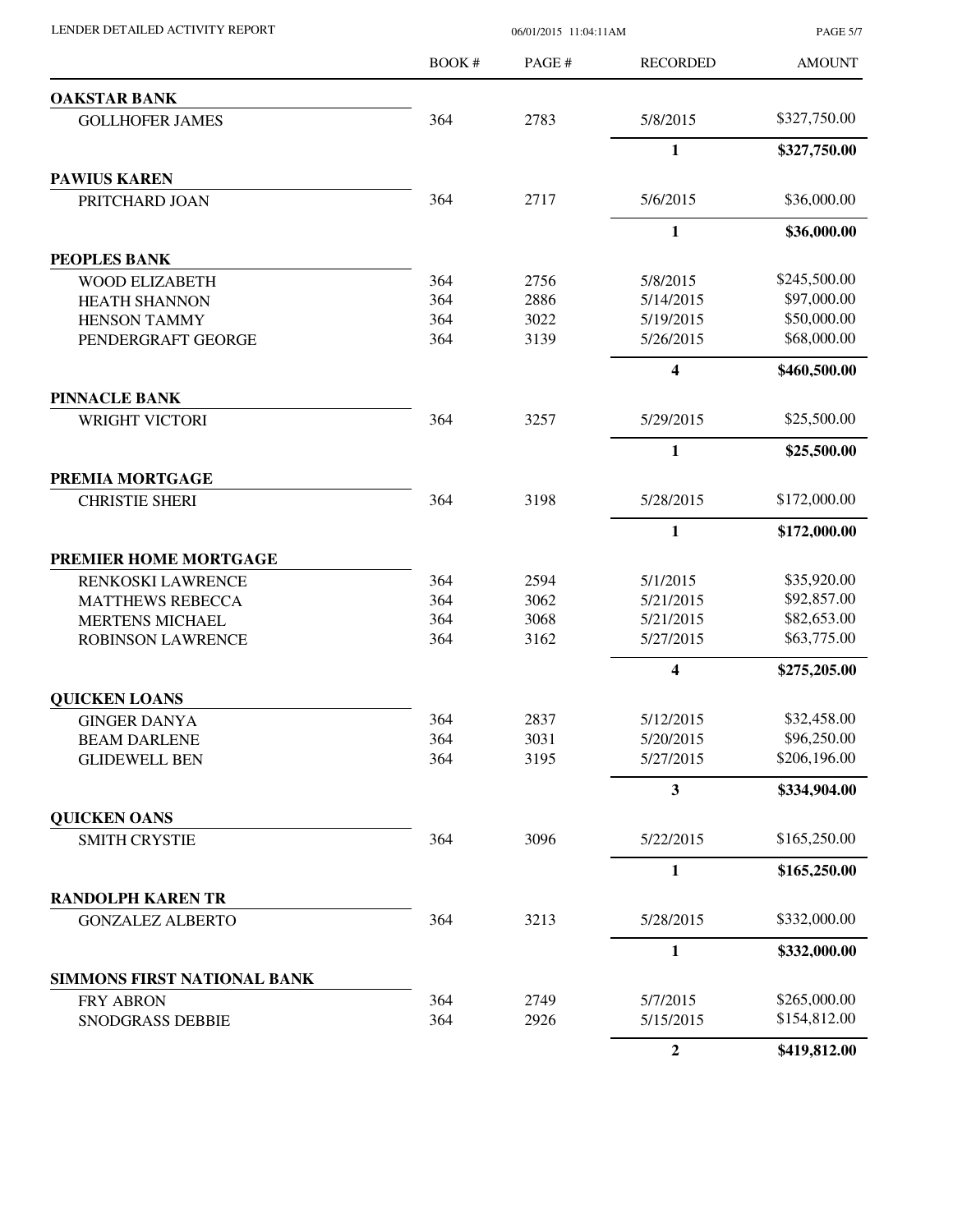| | BOOK # | PAGE # | RECORDED | AMOUNT |
|---|---|---|---|---|
| **OAKSTAR BANK** | | | | |
| GOLLHOFER JAMES | 364 | 2783 | 5/8/2015 | $327,750.00 |
| | | | **1** | **$327,750.00** |
| **PAWIUS KAREN** | | | | |
| PRITCHARD JOAN | 364 | 2717 | 5/6/2015 | $36,000.00 |
| | | | **1** | **$36,000.00** |
| **PEOPLES BANK** | | | | |
| WOOD ELIZABETH | 364 | 2756 | 5/8/2015 | $245,500.00 |
| HEATH SHANNON | 364 | 2886 | 5/14/2015 | $97,000.00 |
| HENSON TAMMY | 364 | 3022 | 5/19/2015 | $50,000.00 |
| PENDERGRAFT GEORGE | 364 | 3139 | 5/26/2015 | $68,000.00 |
| | | | **4** | **$460,500.00** |
| **PINNACLE BANK** | | | | |
| WRIGHT VICTORI | 364 | 3257 | 5/29/2015 | $25,500.00 |
| | | | **1** | **$25,500.00** |
| **PREMIA MORTGAGE** | | | | |
| CHRISTIE SHERI | 364 | 3198 | 5/28/2015 | $172,000.00 |
| | | | **1** | **$172,000.00** |
| **PREMIER HOME MORTGAGE** | | | | |
| RENKOSKI LAWRENCE | 364 | 2594 | 5/1/2015 | $35,920.00 |
| MATTHEWS REBECCA | 364 | 3062 | 5/21/2015 | $92,857.00 |
| MERTENS MICHAEL | 364 | 3068 | 5/21/2015 | $82,653.00 |
| ROBINSON LAWRENCE | 364 | 3162 | 5/27/2015 | $63,775.00 |
| | | | **4** | **$275,205.00** |
| **QUICKEN LOANS** | | | | |
| GINGER DANYA | 364 | 2837 | 5/12/2015 | $32,458.00 |
| BEAM DARLENE | 364 | 3031 | 5/20/2015 | $96,250.00 |
| GLIDEWELL BEN | 364 | 3195 | 5/27/2015 | $206,196.00 |
| | | | **3** | **$334,904.00** |
| **QUICKEN OANS** | | | | |
| SMITH CRYSTIE | 364 | 3096 | 5/22/2015 | $165,250.00 |
| | | | **1** | **$165,250.00** |
| **RANDOLPH KAREN TR** | | | | |
| GONZALEZ ALBERTO | 364 | 3213 | 5/28/2015 | $332,000.00 |
| | | | **1** | **$332,000.00** |
| **SIMMONS FIRST NATIONAL BANK** | | | | |
| FRY ABRON | 364 | 2749 | 5/7/2015 | $265,000.00 |
| SNODGRASS DEBBIE | 364 | 2926 | 5/15/2015 | $154,812.00 |
| | | | **2** | **$419,812.00** |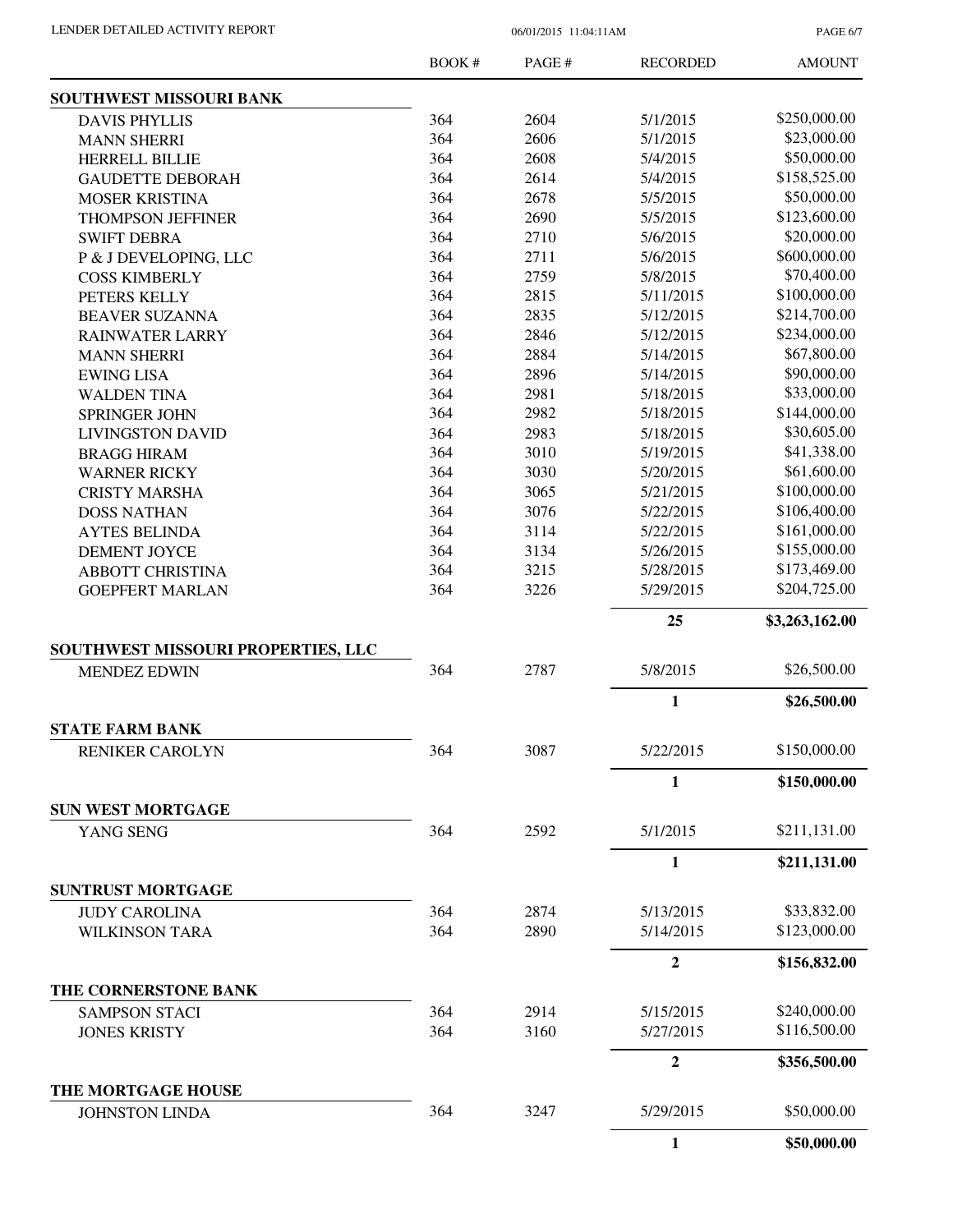| | BOOK # | PAGE # | RECORDED | AMOUNT |
|---|---|---|---|---|
| **SOUTHWEST MISSOURI BANK** | | | | |
| DAVIS PHYLLIS | 364 | 2604 | 5/1/2015 | \$250,000.00 |
| MANN SHERRI | 364 | 2606 | 5/1/2015 | \$23,000.00 |
| HERRELL BILLIE | 364 | 2608 | 5/4/2015 | \$50,000.00 |
| GAUDETTE DEBORAH | 364 | 2614 | 5/4/2015 | \$158,525.00 |
| MOSER KRISTINA | 364 | 2678 | 5/5/2015 | \$50,000.00 |
| THOMPSON JEFFINER | 364 | 2690 | 5/5/2015 | \$123,600.00 |
| SWIFT DEBRA | 364 | 2710 | 5/6/2015 | \$20,000.00 |
| P & J DEVELOPING, LLC | 364 | 2711 | 5/6/2015 | \$600,000.00 |
| COSS KIMBERLY | 364 | 2759 | 5/8/2015 | \$70,400.00 |
| PETERS KELLY | 364 | 2815 | 5/11/2015 | \$100,000.00 |
| BEAVER SUZANNA | 364 | 2835 | 5/12/2015 | \$214,700.00 |
| RAINWATER LARRY | 364 | 2846 | 5/12/2015 | \$234,000.00 |
| MANN SHERRI | 364 | 2884 | 5/14/2015 | \$67,800.00 |
| EWING LISA | 364 | 2896 | 5/14/2015 | \$90,000.00 |
| WALDEN TINA | 364 | 2981 | 5/18/2015 | \$33,000.00 |
| SPRINGER JOHN | 364 | 2982 | 5/18/2015 | \$144,000.00 |
| LIVINGSTON DAVID | 364 | 2983 | 5/18/2015 | \$30,605.00 |
| BRAGG HIRAM | 364 | 3010 | 5/19/2015 | \$41,338.00 |
| WARNER RICKY | 364 | 3030 | 5/20/2015 | \$61,600.00 |
| CRISTY MARSHA | 364 | 3065 | 5/21/2015 | \$100,000.00 |
| DOSS NATHAN | 364 | 3076 | 5/22/2015 | \$106,400.00 |
| AYTES BELINDA | 364 | 3114 | 5/22/2015 | \$161,000.00 |
| DEMENT JOYCE | 364 | 3134 | 5/26/2015 | \$155,000.00 |
| ABBOTT CHRISTINA | 364 | 3215 | 5/28/2015 | \$173,469.00 |
| GOEPFERT MARLAN | 364 | 3226 | 5/29/2015 | \$204,725.00 |
| | | | **25** | **\$3,263,162.00** |
| **SOUTHWEST MISSOURI PROPERTIES, LLC** | | | | |
| MENDEZ EDWIN | 364 | 2787 | 5/8/2015 | \$26,500.00 |
| | | | **1** | **\$26,500.00** |
| **STATE FARM BANK** | | | | |
| RENIKER CAROLYN | 364 | 3087 | 5/22/2015 | \$150,000.00 |
| | | | **1** | **\$150,000.00** |
| **SUN WEST MORTGAGE** | | | | |
| YANG SENG | 364 | 2592 | 5/1/2015 | \$211,131.00 |
| | | | **1** | **\$211,131.00** |
| **SUNTRUST MORTGAGE** | | | | |
| JUDY CAROLINA | 364 | 2874 | 5/13/2015 | \$33,832.00 |
| WILKINSON TARA | 364 | 2890 | 5/14/2015 | \$123,000.00 |
| | | | **2** | **\$156,832.00** |
| **THE CORNERSTONE BANK** | | | | |
| SAMPSON STACI | 364 | 2914 | 5/15/2015 | \$240,000.00 |
| JONES KRISTY | 364 | 3160 | 5/27/2015 | \$116,500.00 |
| | | | **2** | **\$356,500.00** |
| **THE MORTGAGE HOUSE** | | | | |
| JOHNSTON LINDA | 364 | 3247 | 5/29/2015 | \$50,000.00 |
| | | | **1** | **\$50,000.00** |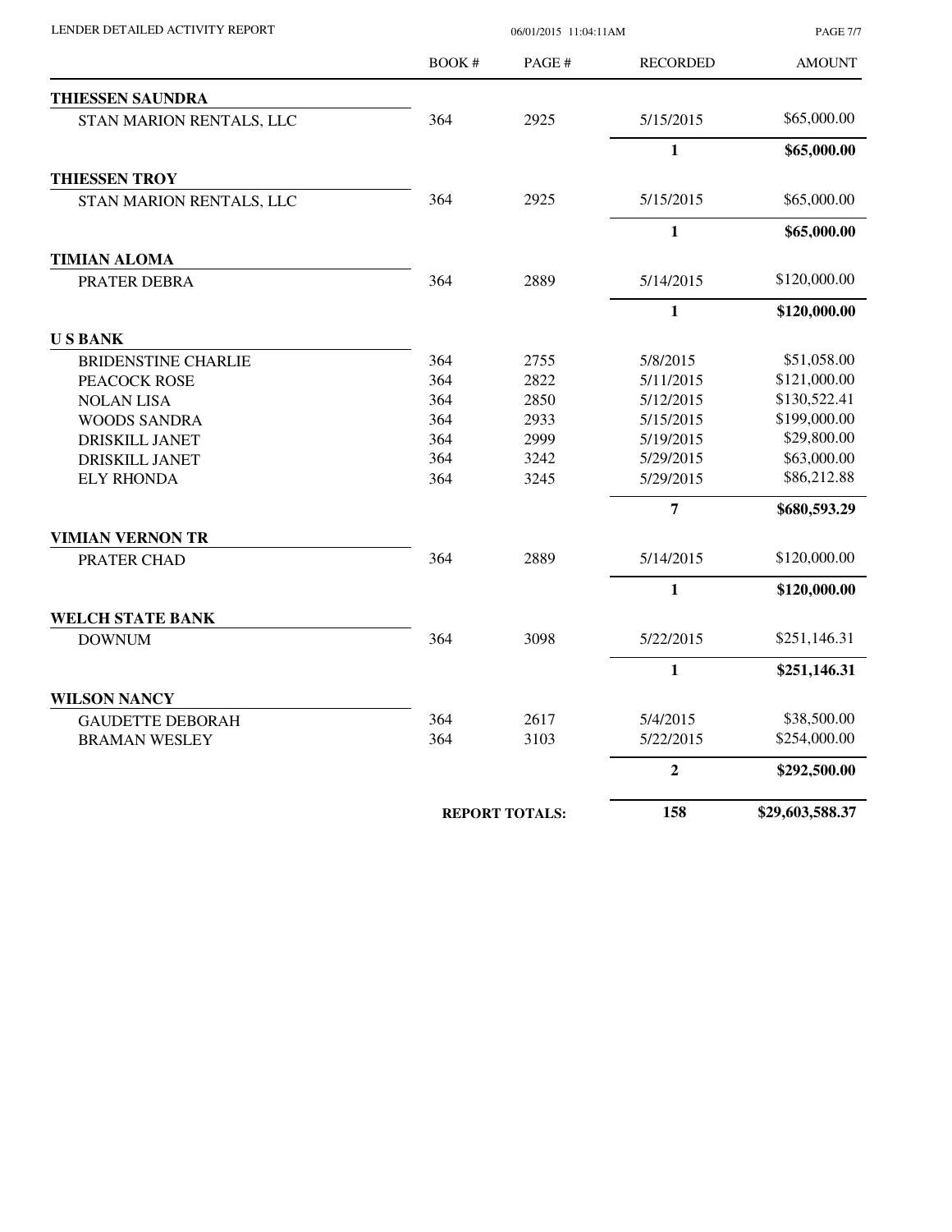LENDER DETAILED ACTIVITY REPORT

06/01/2015 11:04:11AM

| | BOOK # | PAGE # | RECORDED | AMOUNT |
|---|---|---|---|---|
| **THIESSEN SAUNDRA** | | | | |
| STAN MARION RENTALS, LLC | 364 | 2925 | 5/15/2015 | $65,000.00 |
| | | | **1** | **$65,000.00** |
| **THIESSEN TROY** | | | | |
| STAN MARION RENTALS, LLC | 364 | 2925 | 5/15/2015 | $65,000.00 |
| | | | **1** | **$65,000.00** |
| **TIMIAN ALOMA** | | | | |
| PRATER DEBRA | 364 | 2889 | 5/14/2015 | $120,000.00 |
| | | | **1** | **$120,000.00** |
| **U S BANK** | | | | |
| BRIDENSTINE CHARLIE | 364 | 2755 | 5/8/2015 | $51,058.00 |
| PEACOCK ROSE | 364 | 2822 | 5/11/2015 | $121,000.00 |
| NOLAN LISA | 364 | 2850 | 5/12/2015 | $130,522.41 |
| WOODS SANDRA | 364 | 2933 | 5/15/2015 | $199,000.00 |
| DRISKILL JANET | 364 | 2999 | 5/19/2015 | $29,800.00 |
| DRISKILL JANET | 364 | 3242 | 5/29/2015 | $63,000.00 |
| ELY RHONDA | 364 | 3245 | 5/29/2015 | $86,212.88 |
| | | | **7** | **$680,593.29** |
| **VIMIAN VERNON TR** | | | | |
| PRATER CHAD | 364 | 2889 | 5/14/2015 | $120,000.00 |
| | | | **1** | **$120,000.00** |
| **WELCH STATE BANK** | | | | |
| DOWNUM | 364 | 3098 | 5/22/2015 | $251,146.31 |
| | | | **1** | **$251,146.31** |
| **WILSON NANCY** | | | | |
| GAUDETTE DEBORAH | 364 | 2617 | 5/4/2015 | $38,500.00 |
| BRAMAN WESLEY | 364 | 3103 | 5/22/2015 | $254,000.00 |
| | | | **2** | **$292,500.00** |
| | **REPORT TOTALS:** | | **158** | **$29,603,588.37** |